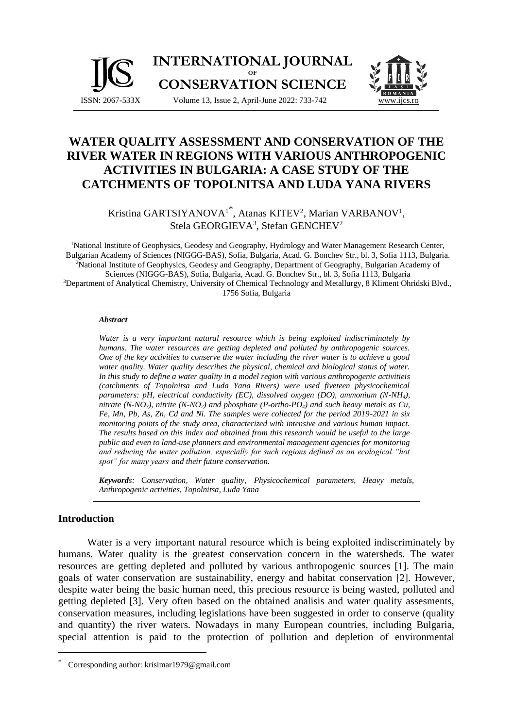# WATER QUALITY ASSESSMENT AND CONSERVATION OF THE RIVER WATER IN REGIONS WITH VARIOUS ANTHROPOGENIC ACTIVITIES IN BULGARIA: A CASE STUDY OF THE CATCHMENTS OF TOPOLNITSA AND LUDA YANA RIVERS

Kristina GARTSIYANOVA[1*], Atanas KITEV[2], Marian VARBANOV[1], Stela GEORGIEVA[3], Stefan GENCHEV[2]

[1]National Institute of Geophysics, Geodesy and Geography, Hydrology and Water Management Research Center, Bulgarian Academy of Sciences (NIGGG-BAS), Sofia, Bulgaria, Acad. G. Bonchev Str., bl. 3, Sofia 1113, Bulgaria.
[2]National Institute of Geophysics, Geodesy and Geography, Department of Geography, Bulgarian Academy of Sciences (NIGGG-BAS), Sofia, Bulgaria, Acad. G. Bonchev Str., bl. 3, Sofia 1113, Bulgaria
[3]Department of Analytical Chemistry, University of Chemical Technology and Metallurgy, 8 Kliment Ohridski Blvd., 1756 Sofia, Bulgaria

***Abstract***

*Water is a very important natural resource which is being exploited indiscriminately by humans. The water resources are getting depleted and polluted by anthropogenic sources. One of the key activities to conserve the water including the river water is to achieve a good water quality. Water quality describes the physical, chemical and biological status of water. In this study to define a water quality in a model region with various anthropogenic activitieis (catchments of Topolnitsa and Luda Yana Rivers) were used fiveteen physicochemical parameters: pH, electrical conductivity (EC), dissolved oxygen (DO), ammonium ($N\text{-}NH_4$), nitrate ($N\text{-}NO_3$), nitrite ($N\text{-}NO_2$) and phosphate ($P\text{-}ortho\text{-}PO_4$) and such heavy metals as Cu, Fe, Mn, Pb, As, Zn, Cd and Ni. The samples were collected for the period 2019-2021 in six monitoring points of the study area, characterized with intensive and various human impact. The results based on this index and obtained from this research would be useful to the large public and even to land-use planners and environmental management agencies for monitoring and reducing the water pollution, especially for such regions defined as an ecological "hot spot" for many years and their future conservation.*

***Keywords:*** *Conservation, Water quality, Physicochemical parameters, Heavy metals, Anthropogenic activities, Topolnitsa, Luda Yana*

## Introduction

Water is a very important natural resource which is being exploited indiscriminately by humans. Water quality is the greatest conservation concern in the watersheds. The water resources are getting depleted and polluted by various anthropogenic sources [1]. The main goals of water conservation are sustainability, energy and habitat conservation [2]. However, despite water being the basic human need, this precious resource is being wasted, polluted and getting depleted [3]. Very often based on the obtained analisis and water quality assesments, conservation measures, including legislations have been suggested in order to conserve (quality and quantity) the river waters. Nowadays in many European countries, including Bulgaria, special attention is paid to the protection of pollution and depletion of environmental

[*] Corresponding author: krisimar1979@gmail.com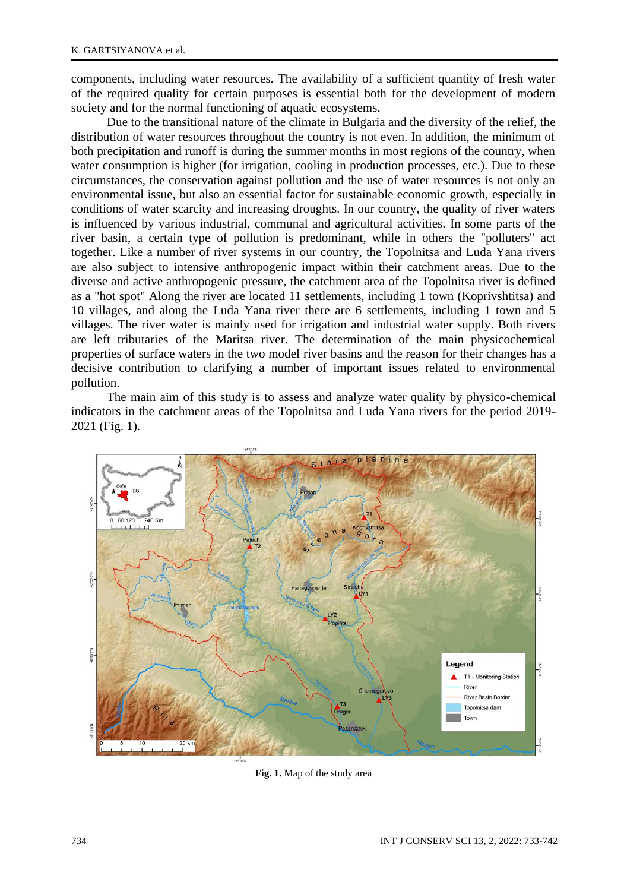components, including water resources. The availability of a sufficient quantity of fresh water of the required quality for certain purposes is essential both for the development of modern society and for the normal functioning of aquatic ecosystems.

Due to the transitional nature of the climate in Bulgaria and the diversity of the relief, the distribution of water resources throughout the country is not even. In addition, the minimum of both precipitation and runoff is during the summer months in most regions of the country, when water consumption is higher (for irrigation, cooling in production processes, etc.). Due to these circumstances, the conservation against pollution and the use of water resources is not only an environmental issue, but also an essential factor for sustainable economic growth, especially in conditions of water scarcity and increasing droughts. In our country, the quality of river waters is influenced by various industrial, communal and agricultural activities. In some parts of the river basin, a certain type of pollution is predominant, while in others the "polluters" act together. Like a number of river systems in our country, the Topolnitsa and Luda Yana rivers are also subject to intensive anthropogenic impact within their catchment areas. Due to the diverse and active anthropogenic pressure, the catchment area of the Topolnitsa river is defined as a "hot spot" Along the river are located 11 settlements, including 1 town (Koprivshtitsa) and 10 villages, and along the Luda Yana river there are 6 settlements, including 1 town and 5 villages. The river water is mainly used for irrigation and industrial water supply. Both rivers are left tributaries of the Maritsa river. The determination of the main physicochemical properties of surface waters in the two model river basins and the reason for their changes has a decisive contribution to clarifying a number of important issues related to environmental pollution.

The main aim of this study is to assess and analyze water quality by physico-chemical indicators in the catchment areas of the Topolnitsa and Luda Yana rivers for the period 2019-2021 (Fig. 1).

**Fig. 1.** Map of the study area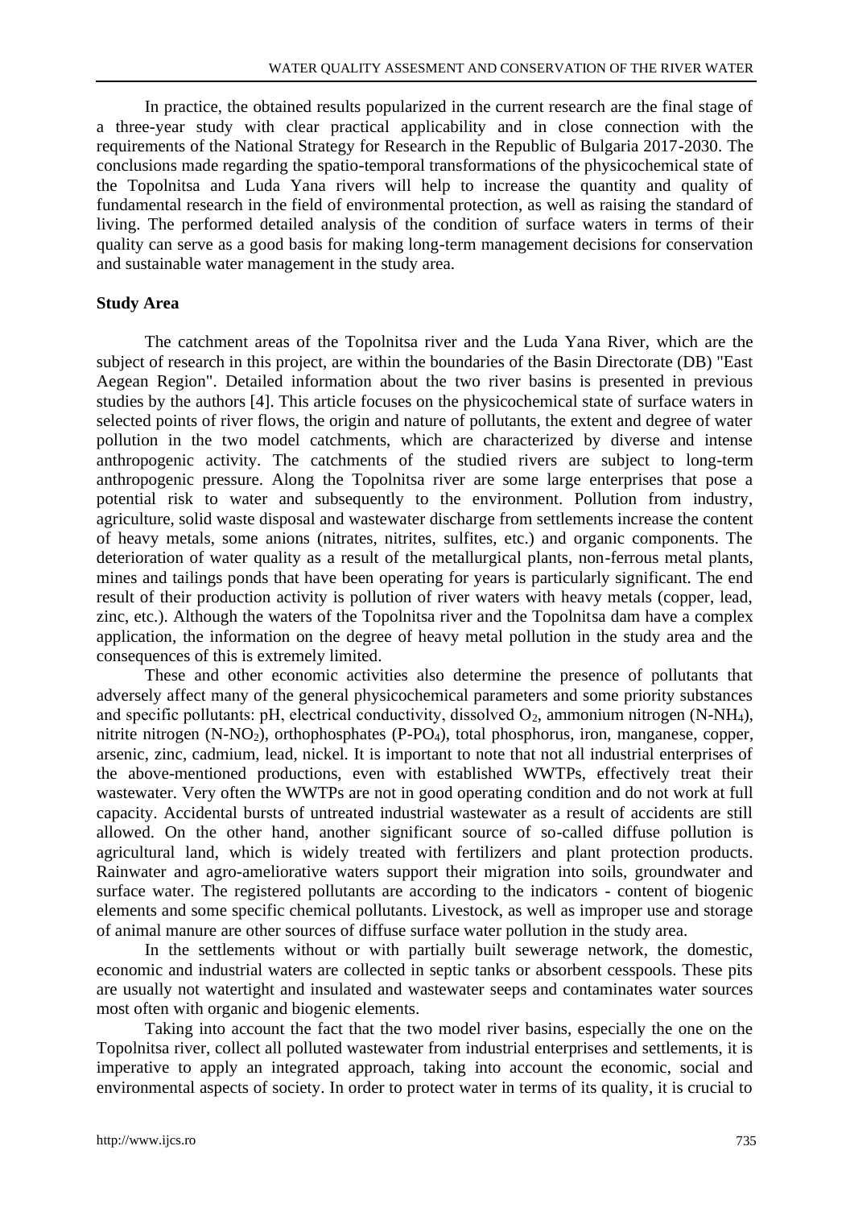In practice, the obtained results popularized in the current research are the final stage of a three-year study with clear practical applicability and in close connection with the requirements of the National Strategy for Research in the Republic of Bulgaria 2017-2030. The conclusions made regarding the spatio-temporal transformations of the physicochemical state of the Topolnitsa and Luda Yana rivers will help to increase the quantity and quality of fundamental research in the field of environmental protection, as well as raising the standard of living. The performed detailed analysis of the condition of surface waters in terms of their quality can serve as a good basis for making long-term management decisions for conservation and sustainable water management in the study area.

## Study Area

The catchment areas of the Topolnitsa river and the Luda Yana River, which are the subject of research in this project, are within the boundaries of the Basin Directorate (DB) "East Aegean Region". Detailed information about the two river basins is presented in previous studies by the authors [4]. This article focuses on the physicochemical state of surface waters in selected points of river flows, the origin and nature of pollutants, the extent and degree of water pollution in the two model catchments, which are characterized by diverse and intense anthropogenic activity. The catchments of the studied rivers are subject to long-term anthropogenic pressure. Along the Topolnitsa river are some large enterprises that pose a potential risk to water and subsequently to the environment. Pollution from industry, agriculture, solid waste disposal and wastewater discharge from settlements increase the content of heavy metals, some anions (nitrates, nitrites, sulfites, etc.) and organic components. The deterioration of water quality as a result of the metallurgical plants, non-ferrous metal plants, mines and tailings ponds that have been operating for years is particularly significant. The end result of their production activity is pollution of river waters with heavy metals (copper, lead, zinc, etc.). Although the waters of the Topolnitsa river and the Topolnitsa dam have a complex application, the information on the degree of heavy metal pollution in the study area and the consequences of this is extremely limited.

These and other economic activities also determine the presence of pollutants that adversely affect many of the general physicochemical parameters and some priority substances and specific pollutants: pH, electrical conductivity, dissolved $O_2$, ammonium nitrogen ($N\text{-}NH_4$), nitrite nitrogen ($N\text{-}NO_2$), orthophosphates ($P\text{-}PO_4$), total phosphorus, iron, manganese, copper, arsenic, zinc, cadmium, lead, nickel. It is important to note that not all industrial enterprises of the above-mentioned productions, even with established WWTPs, effectively treat their wastewater. Very often the WWTPs are not in good operating condition and do not work at full capacity. Accidental bursts of untreated industrial wastewater as a result of accidents are still allowed. On the other hand, another significant source of so-called diffuse pollution is agricultural land, which is widely treated with fertilizers and plant protection products. Rainwater and agro-ameliorative waters support their migration into soils, groundwater and surface water. The registered pollutants are according to the indicators - content of biogenic elements and some specific chemical pollutants. Livestock, as well as improper use and storage of animal manure are other sources of diffuse surface water pollution in the study area.

In the settlements without or with partially built sewerage network, the domestic, economic and industrial waters are collected in septic tanks or absorbent cesspools. These pits are usually not watertight and insulated and wastewater seeps and contaminates water sources most often with organic and biogenic elements.

Taking into account the fact that the two model river basins, especially the one on the Topolnitsa river, collect all polluted wastewater from industrial enterprises and settlements, it is imperative to apply an integrated approach, taking into account the economic, social and environmental aspects of society. In order to protect water in terms of its quality, it is crucial to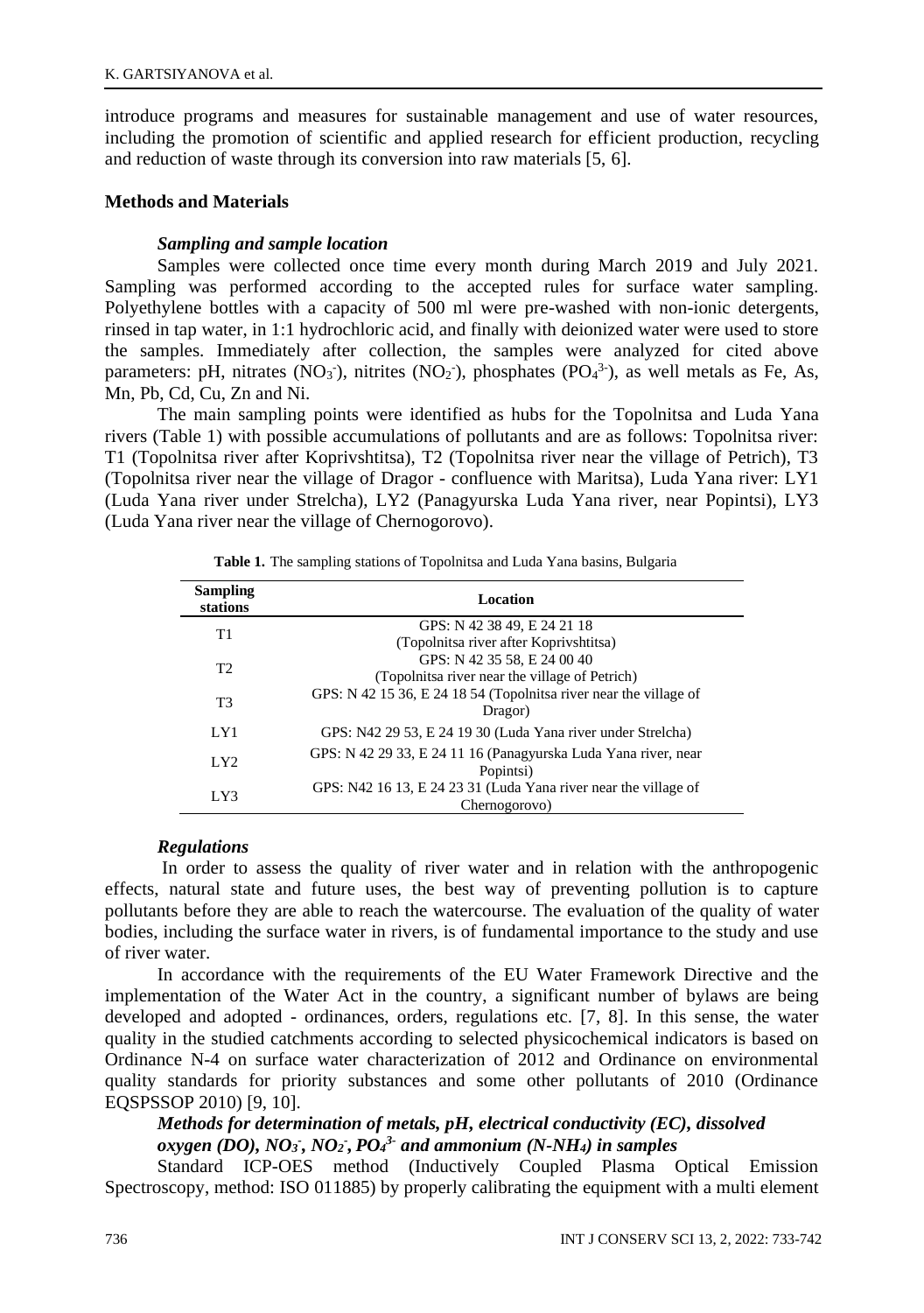introduce programs and measures for sustainable management and use of water resources, including the promotion of scientific and applied research for efficient production, recycling and reduction of waste through its conversion into raw materials [5, 6].

## Methods and Materials

### *Sampling and sample location*

Samples were collected once time every month during March 2019 and July 2021. Sampling was performed according to the accepted rules for surface water sampling. Polyethylene bottles with a capacity of 500 ml were pre-washed with non-ionic detergents, rinsed in tap water, in 1:1 hydrochloric acid, and finally with deionized water were used to store the samples. Immediately after collection, the samples were analyzed for cited above parameters: pH, nitrates ($NO_3^-$), nitrites ($NO_2^-$), phosphates ($PO_4^{3-}$), as well metals as Fe, As, Mn, Pb, Cd, Cu, Zn and Ni.

The main sampling points were identified as hubs for the Topolnitsa and Luda Yana rivers (Table 1) with possible accumulations of pollutants and are as follows: Topolnitsa river: T1 (Topolnitsa river after Koprivshtitsa), T2 (Topolnitsa river near the village of Petrich), T3 (Topolnitsa river near the village of Dragor - confluence with Maritsa), Luda Yana river: LY1 (Luda Yana river under Strelcha), LY2 (Panagyurska Luda Yana river, near Popintsi), LY3 (Luda Yana river near the village of Chernogorovo).

**Table 1.** The sampling stations of Topolnitsa and Luda Yana basins, Bulgaria

| Sampling stations | Location |
|---|---|
| T1 | GPS: N 42 38 49, E 24 21 18 (Topolnitsa river after Koprivshtitsa) |
| T2 | GPS: N 42 35 58, E 24 00 40 (Topolnitsa river near the village of Petrich) |
| T3 | GPS: N 42 15 36, E 24 18 54 (Topolnitsa river near the village of Dragor) |
| LY1 | GPS: N42 29 53, E 24 19 30 (Luda Yana river under Strelcha) |
| LY2 | GPS: N 42 29 33, E 24 11 16 (Panagyurska Luda Yana river, near Popintsi) |
| LY3 | GPS: N42 16 13, E 24 23 31 (Luda Yana river near the village of Chernogorovo) |

### *Regulations*

In order to assess the quality of river water and in relation with the anthropogenic effects, natural state and future uses, the best way of preventing pollution is to capture pollutants before they are able to reach the watercourse. The evaluation of the quality of water bodies, including the surface water in rivers, is of fundamental importance to the study and use of river water.

In accordance with the requirements of the EU Water Framework Directive and the implementation of the Water Act in the country, a significant number of bylaws are being developed and adopted - ordinances, orders, regulations etc. [7, 8]. In this sense, the water quality in the studied catchments according to selected physicochemical indicators is based on Ordinance N-4 on surface water characterization of 2012 and Ordinance on environmental quality standards for priority substances and some other pollutants of 2010 (Ordinance EQSPSSOP 2010) [9, 10].

### *Methods for determination of metals, pH, electrical conductivity (EC), dissolved oxygen (DO), $NO_3^-$, $NO_2^-$, $PO_4^{3-}$ and ammonium (N-$NH_4$) in samples*

Standard ICP-OES method (Inductively Coupled Plasma Optical Emission Spectroscopy, method: ISO 011885) by properly calibrating the equipment with a multi element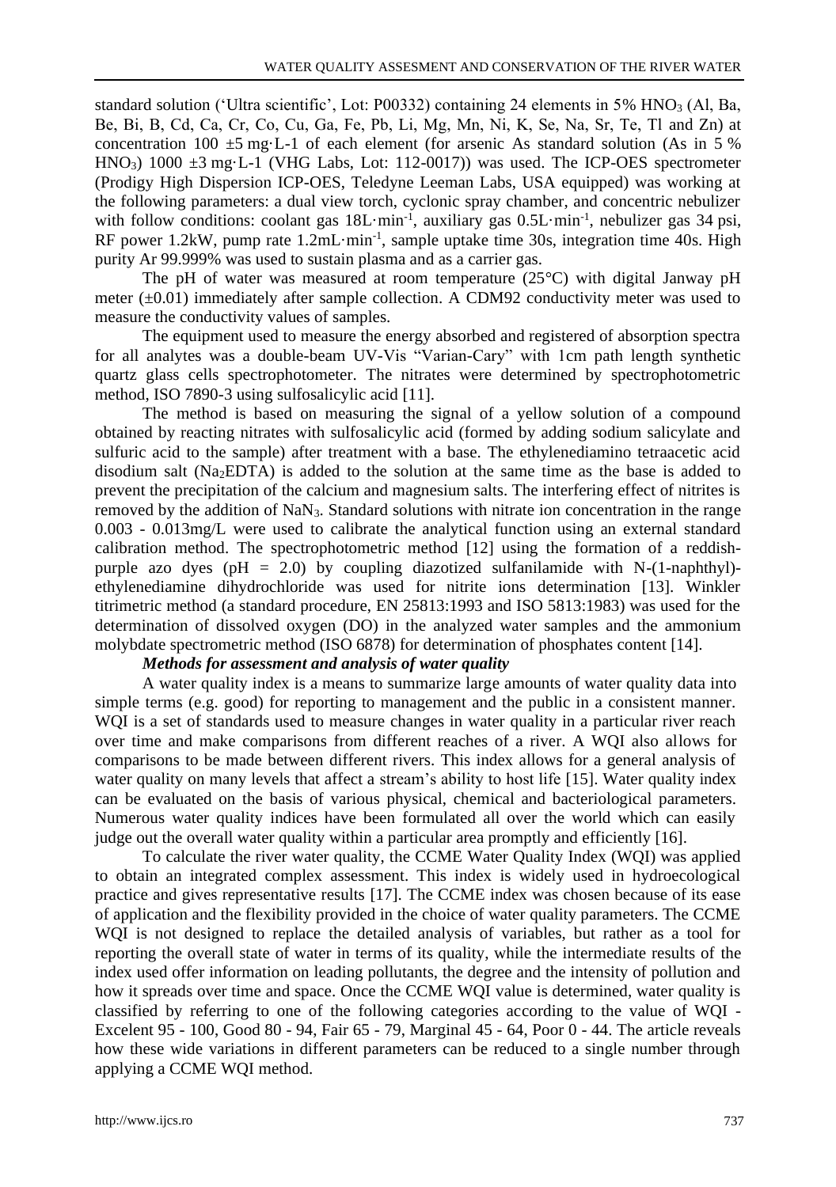standard solution ('Ultra scientific', Lot: P00332) containing 24 elements in 5% $HNO_3$ (Al, Ba, Be, Bi, B, Cd, Ca, Cr, Co, Cu, Ga, Fe, Pb, Li, Mg, Mn, Ni, K, Se, Na, Sr, Te, Tl and Zn) at concentration 100 ±5 mg·L-1 of each element (for arsenic As standard solution (As in 5 % $HNO_3$) 1000 ±3 mg·L-1 (VHG Labs, Lot: 112-0017)) was used. The ICP-OES spectrometer (Prodigy High Dispersion ICP-OES, Teledyne Leeman Labs, USA equipped) was working at the following parameters: a dual view torch, cyclonic spray chamber, and concentric nebulizer with follow conditions: coolant gas 18L·min$^{-1}$, auxiliary gas 0.5L·min$^{-1}$, nebulizer gas 34 psi, RF power 1.2kW, pump rate 1.2mL·min$^{-1}$, sample uptake time 30s, integration time 40s. High purity Ar 99.999% was used to sustain plasma and as a carrier gas.

The pH of water was measured at room temperature (25°C) with digital Janway pH meter (±0.01) immediately after sample collection. A CDM92 conductivity meter was used to measure the conductivity values of samples.

The equipment used to measure the energy absorbed and registered of absorption spectra for all analytes was a double-beam UV-Vis "Varian-Cary" with 1cm path length synthetic quartz glass cells spectrophotometer. The nitrates were determined by spectrophotometric method, ISO 7890-3 using sulfosalicylic acid [11].

The method is based on measuring the signal of a yellow solution of a compound obtained by reacting nitrates with sulfosalicylic acid (formed by adding sodium salicylate and sulfuric acid to the sample) after treatment with a base. The ethylenediamino tetraacetic acid disodium salt ($Na_2EDTA$) is added to the solution at the same time as the base is added to prevent the precipitation of the calcium and magnesium salts. The interfering effect of nitrites is removed by the addition of $NaN_3$. Standard solutions with nitrate ion concentration in the range 0.003 - 0.013mg/L were used to calibrate the analytical function using an external standard calibration method. The spectrophotometric method [12] using the formation of a reddish-purple azo dyes (pH = 2.0) by coupling diazotized sulfanilamide with N-(1-naphthyl)-ethylenediamine dihydrochloride was used for nitrite ions determination [13]. Winkler titrimetric method (a standard procedure, EN 25813:1993 and ISO 5813:1983) was used for the determination of dissolved oxygen (DO) in the analyzed water samples and the ammonium molybdate spectrometric method (ISO 6878) for determination of phosphates content [14].

***Methods for assessment and analysis of water quality***

A water quality index is a means to summarize large amounts of water quality data into simple terms (e.g. good) for reporting to management and the public in a consistent manner. WQI is a set of standards used to measure changes in water quality in a particular river reach over time and make comparisons from different reaches of a river. A WQI also allows for comparisons to be made between different rivers. This index allows for a general analysis of water quality on many levels that affect a stream's ability to host life [15]. Water quality index can be evaluated on the basis of various physical, chemical and bacteriological parameters. Numerous water quality indices have been formulated all over the world which can easily judge out the overall water quality within a particular area promptly and efficiently [16].

To calculate the river water quality, the CCME Water Quality Index (WQI) was applied to obtain an integrated complex assessment. This index is widely used in hydroecological practice and gives representative results [17]. The CCME index was chosen because of its ease of application and the flexibility provided in the choice of water quality parameters. The CCME WQI is not designed to replace the detailed analysis of variables, but rather as a tool for reporting the overall state of water in terms of its quality, while the intermediate results of the index used offer information on leading pollutants, the degree and the intensity of pollution and how it spreads over time and space. Once the CCME WQI value is determined, water quality is classified by referring to one of the following categories according to the value of WQI - Excelent 95 - 100, Good 80 - 94, Fair 65 - 79, Marginal 45 - 64, Poor 0 - 44. The article reveals how these wide variations in different parameters can be reduced to a single number through applying a CCME WQI method.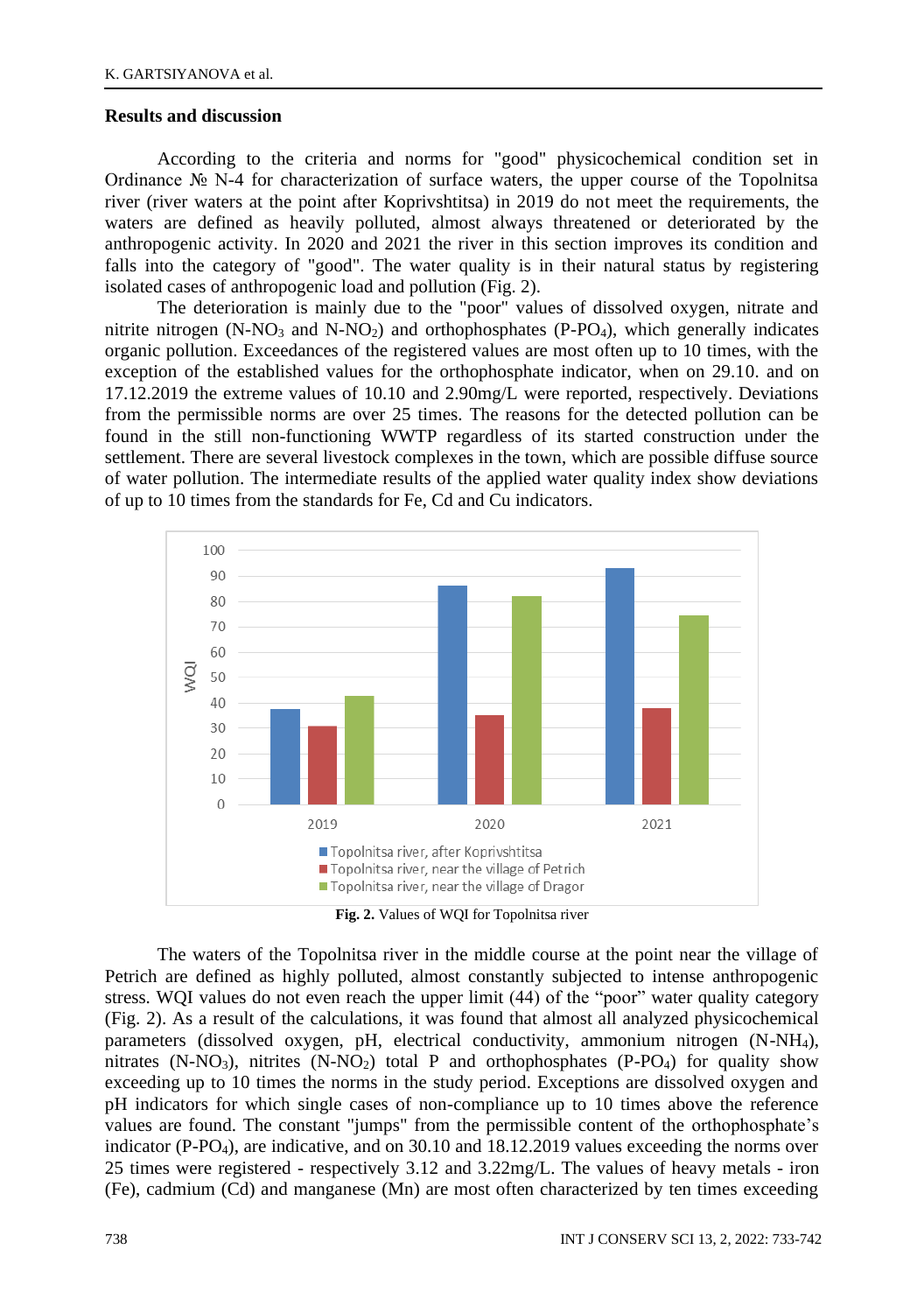## Results and discussion

According to the criteria and norms for "good" physicochemical condition set in Ordinance № N-4 for characterization of surface waters, the upper course of the Topolnitsa river (river waters at the point after Koprivshtitsa) in 2019 do not meet the requirements, the waters are defined as heavily polluted, almost always threatened or deteriorated by the anthropogenic activity. In 2020 and 2021 the river in this section improves its condition and falls into the category of "good". The water quality is in their natural status by registering isolated cases of anthropogenic load and pollution (Fig. 2).

The deterioration is mainly due to the "poor" values of dissolved oxygen, nitrate and nitrite nitrogen ($N\text{-}NO_3$ and $N\text{-}NO_2$) and orthophosphates ($P\text{-}PO_4$), which generally indicates organic pollution. Exceedances of the registered values are most often up to 10 times, with the exception of the established values for the orthophosphate indicator, when on 29.10. and on 17.12.2019 the extreme values of 10.10 and 2.90mg/L were reported, respectively. Deviations from the permissible norms are over 25 times. The reasons for the detected pollution can be found in the still non-functioning WWTP regardless of its started construction under the settlement. There are several livestock complexes in the town, which are possible diffuse source of water pollution. The intermediate results of the applied water quality index show deviations of up to 10 times from the standards for Fe, Cd and Cu indicators.

**Fig. 2.** Values of WQI for Topolnitsa river

The waters of the Topolnitsa river in the middle course at the point near the village of Petrich are defined as highly polluted, almost constantly subjected to intense anthropogenic stress. WQI values do not even reach the upper limit (44) of the "poor" water quality category (Fig. 2). As a result of the calculations, it was found that almost all analyzed physicochemical parameters (dissolved oxygen, pH, electrical conductivity, ammonium nitrogen ($N\text{-}NH_4$), nitrates ($N\text{-}NO_3$), nitrites ($N\text{-}NO_2$) total P and orthophosphates ($P\text{-}PO_4$) for quality show exceeding up to 10 times the norms in the study period. Exceptions are dissolved oxygen and pH indicators for which single cases of non-compliance up to 10 times above the reference values are found. The constant "jumps" from the permissible content of the orthophosphate's indicator ($P\text{-}PO_4$), are indicative, and on 30.10 and 18.12.2019 values exceeding the norms over 25 times were registered - respectively 3.12 and 3.22mg/L. The values of heavy metals - iron (Fe), cadmium (Cd) and manganese (Mn) are most often characterized by ten times exceeding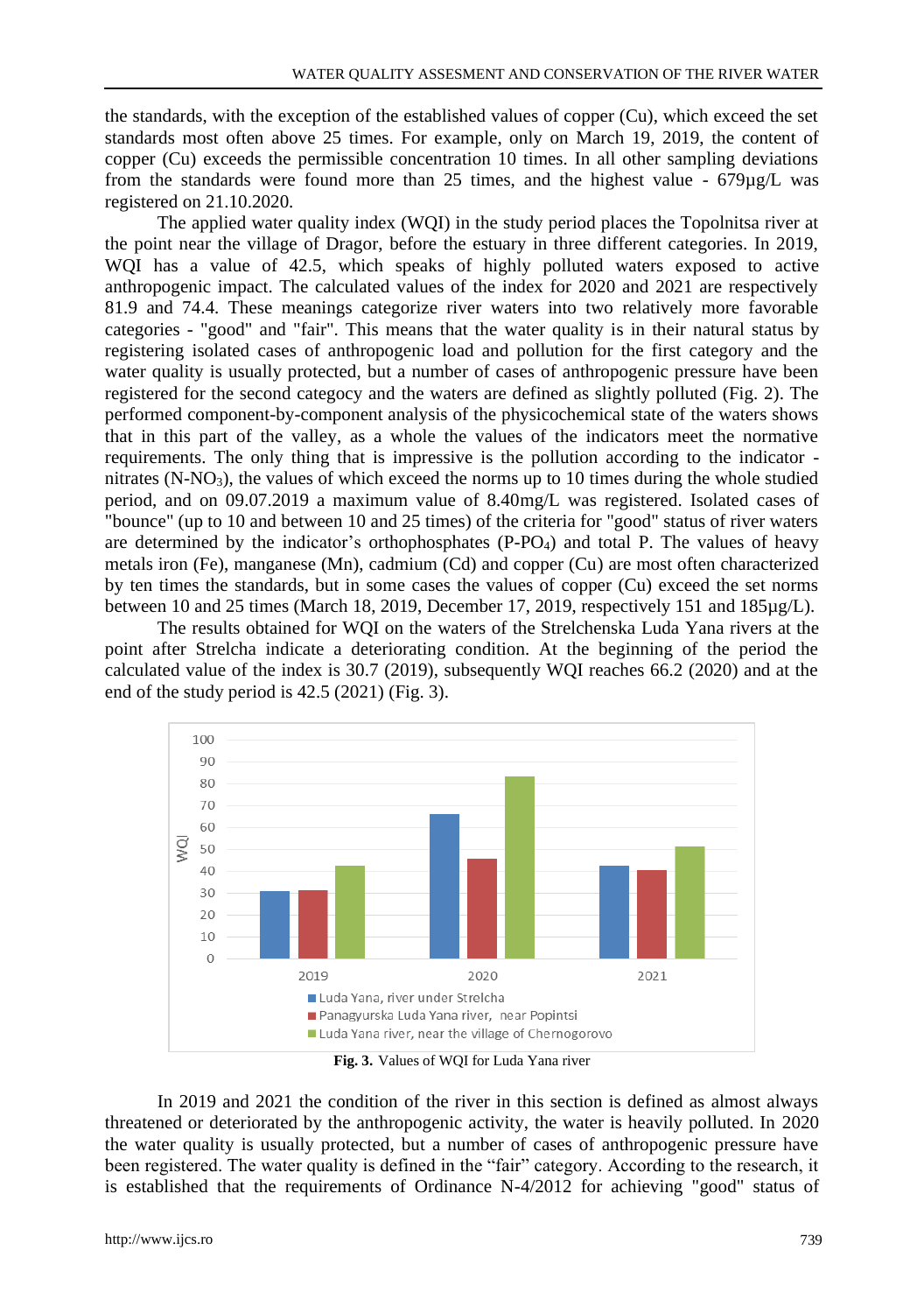the standards, with the exception of the established values of copper (Cu), which exceed the set standards most often above 25 times. For example, only on March 19, 2019, the content of copper (Cu) exceeds the permissible concentration 10 times. In all other sampling deviations from the standards were found more than 25 times, and the highest value - 679μg/L was registered on 21.10.2020.

The applied water quality index (WQI) in the study period places the Topolnitsa river at the point near the village of Dragor, before the estuary in three different categories. In 2019, WQI has a value of 42.5, which speaks of highly polluted waters exposed to active anthropogenic impact. The calculated values of the index for 2020 and 2021 are respectively 81.9 and 74.4. These meanings categorize river waters into two relatively more favorable categories - "good" and "fair". This means that the water quality is in their natural status by registering isolated cases of anthropogenic load and pollution for the first category and the water quality is usually protected, but a number of cases of anthropogenic pressure have been registered for the second categocy and the waters are defined as slightly polluted (Fig. 2). The performed component-by-component analysis of the physicochemical state of the waters shows that in this part of the valley, as a whole the values of the indicators meet the normative requirements. The only thing that is impressive is the pollution according to the indicator - nitrates ($N\text{-}NO_3$), the values of which exceed the norms up to 10 times during the whole studied period, and on 09.07.2019 a maximum value of 8.40mg/L was registered. Isolated cases of "bounce" (up to 10 and between 10 and 25 times) of the criteria for "good" status of river waters are determined by the indicator's orthophosphates ($P\text{-}PO_4$) and total P. The values of heavy metals iron (Fe), manganese (Mn), cadmium (Cd) and copper (Cu) are most often characterized by ten times the standards, but in some cases the values of copper (Cu) exceed the set norms between 10 and 25 times (March 18, 2019, December 17, 2019, respectively 151 and 185μg/L).

The results obtained for WQI on the waters of the Strelchenska Luda Yana rivers at the point after Strelcha indicate a deteriorating condition. At the beginning of the period the calculated value of the index is 30.7 (2019), subsequently WQI reaches 66.2 (2020) and at the end of the study period is 42.5 (2021) (Fig. 3).

**Fig. 3.** Values of WQI for Luda Yana river

In 2019 and 2021 the condition of the river in this section is defined as almost always threatened or deteriorated by the anthropogenic activity, the water is heavily polluted. In 2020 the water quality is usually protected, but a number of cases of anthropogenic pressure have been registered. The water quality is defined in the "fair" category. According to the research, it is established that the requirements of Ordinance N-4/2012 for achieving "good" status of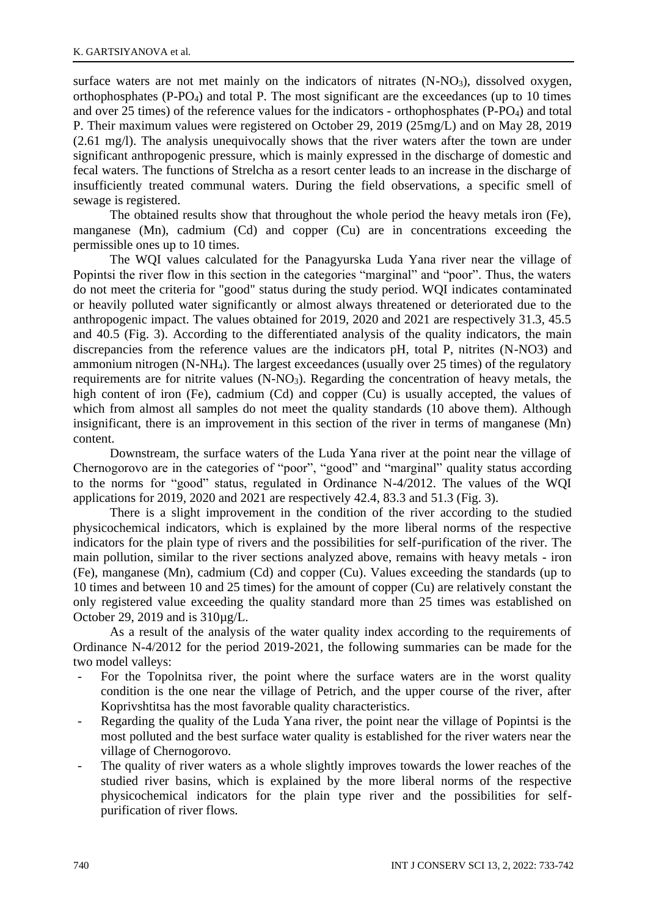surface waters are not met mainly on the indicators of nitrates ($N\text{-}NO_3$), dissolved oxygen, orthophosphates ($P\text{-}PO_4$) and total P. The most significant are the exceedances (up to 10 times and over 25 times) of the reference values for the indicators - orthophosphates ($P\text{-}PO_4$) and total P. Their maximum values were registered on October 29, 2019 (25mg/L) and on May 28, 2019 (2.61 mg/l). The analysis unequivocally shows that the river waters after the town are under significant anthropogenic pressure, which is mainly expressed in the discharge of domestic and fecal waters. The functions of Strelcha as a resort center leads to an increase in the discharge of insufficiently treated communal waters. During the field observations, a specific smell of sewage is registered.

The obtained results show that throughout the whole period the heavy metals iron (Fe), manganese (Mn), cadmium (Cd) and copper (Cu) are in concentrations exceeding the permissible ones up to 10 times.

The WQI values calculated for the Panagyurska Luda Yana river near the village of Popintsi the river flow in this section in the categories "marginal" and "poor". Thus, the waters do not meet the criteria for "good" status during the study period. WQI indicates contaminated or heavily polluted water significantly or almost always threatened or deteriorated due to the anthropogenic impact. The values obtained for 2019, 2020 and 2021 are respectively 31.3, 45.5 and 40.5 (Fig. 3). According to the differentiated analysis of the quality indicators, the main discrepancies from the reference values are the indicators pH, total P, nitrites (N-NO3) and ammonium nitrogen ($N\text{-}NH_4$). The largest exceedances (usually over 25 times) of the regulatory requirements are for nitrite values ($N\text{-}NO_3$). Regarding the concentration of heavy metals, the high content of iron (Fe), cadmium (Cd) and copper (Cu) is usually accepted, the values of which from almost all samples do not meet the quality standards (10 above them). Although insignificant, there is an improvement in this section of the river in terms of manganese (Mn) content.

Downstream, the surface waters of the Luda Yana river at the point near the village of Chernogorovo are in the categories of "poor", "good" and "marginal" quality status according to the norms for "good" status, regulated in Ordinance N-4/2012. The values of the WQI applications for 2019, 2020 and 2021 are respectively 42.4, 83.3 and 51.3 (Fig. 3).

There is a slight improvement in the condition of the river according to the studied physicochemical indicators, which is explained by the more liberal norms of the respective indicators for the plain type of rivers and the possibilities for self-purification of the river. The main pollution, similar to the river sections analyzed above, remains with heavy metals - iron (Fe), manganese (Mn), cadmium (Cd) and copper (Cu). Values exceeding the standards (up to 10 times and between 10 and 25 times) for the amount of copper (Cu) are relatively constant the only registered value exceeding the quality standard more than 25 times was established on October 29, 2019 and is 310µg/L.

As a result of the analysis of the water quality index according to the requirements of Ordinance N-4/2012 for the period 2019-2021, the following summaries can be made for the two model valleys:

- For the Topolnitsa river, the point where the surface waters are in the worst quality condition is the one near the village of Petrich, and the upper course of the river, after Koprivshtitsa has the most favorable quality characteristics.
- Regarding the quality of the Luda Yana river, the point near the village of Popintsi is the most polluted and the best surface water quality is established for the river waters near the village of Chernogorovo.
- The quality of river waters as a whole slightly improves towards the lower reaches of the studied river basins, which is explained by the more liberal norms of the respective physicochemical indicators for the plain type river and the possibilities for self-purification of river flows.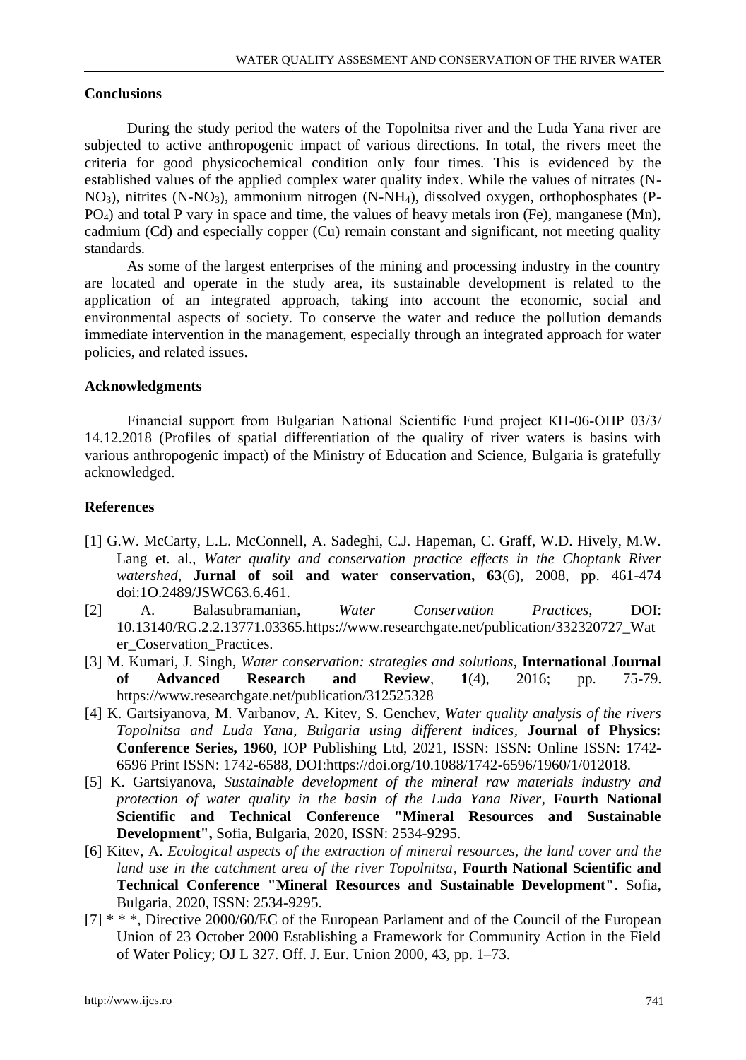## Conclusions

During the study period the waters of the Topolnitsa river and the Luda Yana river are subjected to active anthropogenic impact of various directions. In total, the rivers meet the criteria for good physicochemical condition only four times. This is evidenced by the established values of the applied complex water quality index. While the values of nitrates (N-$NO_3$), nitrites (N-$NO_3$), ammonium nitrogen (N-$NH_4$), dissolved oxygen, orthophosphates (P-$PO_4$) and total P vary in space and time, the values of heavy metals iron (Fe), manganese (Mn), cadmium (Cd) and especially copper (Cu) remain constant and significant, not meeting quality standards.

As some of the largest enterprises of the mining and processing industry in the country are located and operate in the study area, its sustainable development is related to the application of an integrated approach, taking into account the economic, social and environmental aspects of society. To conserve the water and reduce the pollution demands immediate intervention in the management, especially through an integrated approach for water policies, and related issues.

## Acknowledgments

Financial support from Bulgarian National Scientific Fund project КП-06-ОПР 03/3/ 14.12.2018 (Profiles of spatial differentiation of the quality of river waters is basins with various anthropogenic impact) of the Ministry of Education and Science, Bulgaria is gratefully acknowledged.

## References

[1] G.W. McCarty, L.L. McConnell, A. Sadeghi, C.J. Hapeman, C. Graff, W.D. Hively, M.W. Lang et. al., *Water quality and conservation practice effects in the Choptank River watershed*, **Jurnal of soil and water conservation, 63**(6), 2008, pp. 461-474 doi:1O.2489/JSWC63.6.461.

[2] A. Balasubramanian, *Water Conservation Practices*, DOI: 10.13140/RG.2.2.13771.03365.https://www.researchgate.net/publication/332320727_Water_Coservation_Practices.

[3] M. Kumari, J. Singh, *Water conservation: strategies and solutions*, **International Journal of Advanced Research and Review**, **1**(4), 2016; pp. 75-79. https://www.researchgate.net/publication/312525328

[4] K. Gartsiyanova, M. Varbanov, A. Kitev, S. Genchev, *Water quality analysis of the rivers Topolnitsa and Luda Yana, Bulgaria using different indices*, **Journal of Physics: Conference Series, 1960**, IOP Publishing Ltd, 2021, ISSN: ISSN: Online ISSN: 1742-6596 Print ISSN: 1742-6588, DOI:https://doi.org/10.1088/1742-6596/1960/1/012018.

[5] K. Gartsiyanova, *Sustainable development of the mineral raw materials industry and protection of water quality in the basin of the Luda Yana River*, **Fourth National Scientific and Technical Conference "Mineral Resources and Sustainable Development",** Sofia, Bulgaria, 2020, ISSN: 2534-9295.

[6] Kitev, A. *Ecological aspects of the extraction of mineral resources, the land cover and the land use in the catchment area of the river Topolnitsa*, **Fourth National Scientific and Technical Conference "Mineral Resources and Sustainable Development"**. Sofia, Bulgaria, 2020, ISSN: 2534-9295.

[7] * * *, Directive 2000/60/EC of the European Parlament and of the Council of the European Union of 23 October 2000 Establishing a Framework for Community Action in the Field of Water Policy; OJ L 327. Off. J. Eur. Union 2000, 43, pp. 1–73.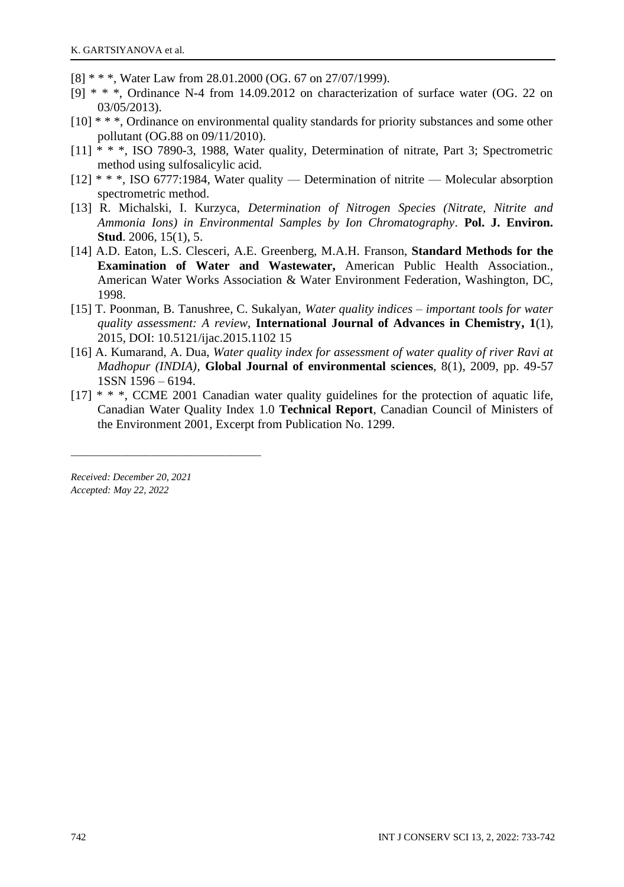[8] * * *, Water Law from 28.01.2000 (OG. 67 on 27/07/1999).

[9] * * *, Ordinance N-4 from 14.09.2012 on characterization of surface water (OG. 22 on 03/05/2013).

[10] * * *, Ordinance on environmental quality standards for priority substances and some other pollutant (OG.88 on 09/11/2010).

[11] * * *, ISO 7890-3, 1988, Water quality, Determination of nitrate, Part 3; Spectrometric method using sulfosalicylic acid.

[12] * * *, ISO 6777:1984, Water quality — Determination of nitrite — Molecular absorption spectrometric method.

[13] R. Michalski, I. Kurzyca, *Determination of Nitrogen Species (Nitrate, Nitrite and Ammonia Ions) in Environmental Samples by Ion Chromatography*. **Pol. J. Environ. Stud**. 2006, 15(1), 5.

[14] A.D. Eaton, L.S. Clesceri, A.E. Greenberg, M.A.H. Franson, **Standard Methods for the Examination of Water and Wastewater,** American Public Health Association., American Water Works Association & Water Environment Federation, Washington, DC, 1998.

[15] T. Poonman, B. Tanushree, C. Sukalyan, *Water quality indices – important tools for water quality assessment: A review*, **International Journal of Advances in Chemistry, 1**(1), 2015, DOI: 10.5121/ijac.2015.1102 15

[16] A. Kumarand, A. Dua, *Water quality index for assessment of water quality of river Ravi at Madhopur (INDIA)*, **Global Journal of environmental sciences**, 8(1), 2009, pp. 49-57 1SSN 1596 – 6194.

[17] * * *, CCME 2001 Canadian water quality guidelines for the protection of aquatic life, Canadian Water Quality Index 1.0 **Technical Report**, Canadian Council of Ministers of the Environment 2001, Excerpt from Publication No. 1299.

---

*Received: December 20, 2021*
*Accepted: May 22, 2022*